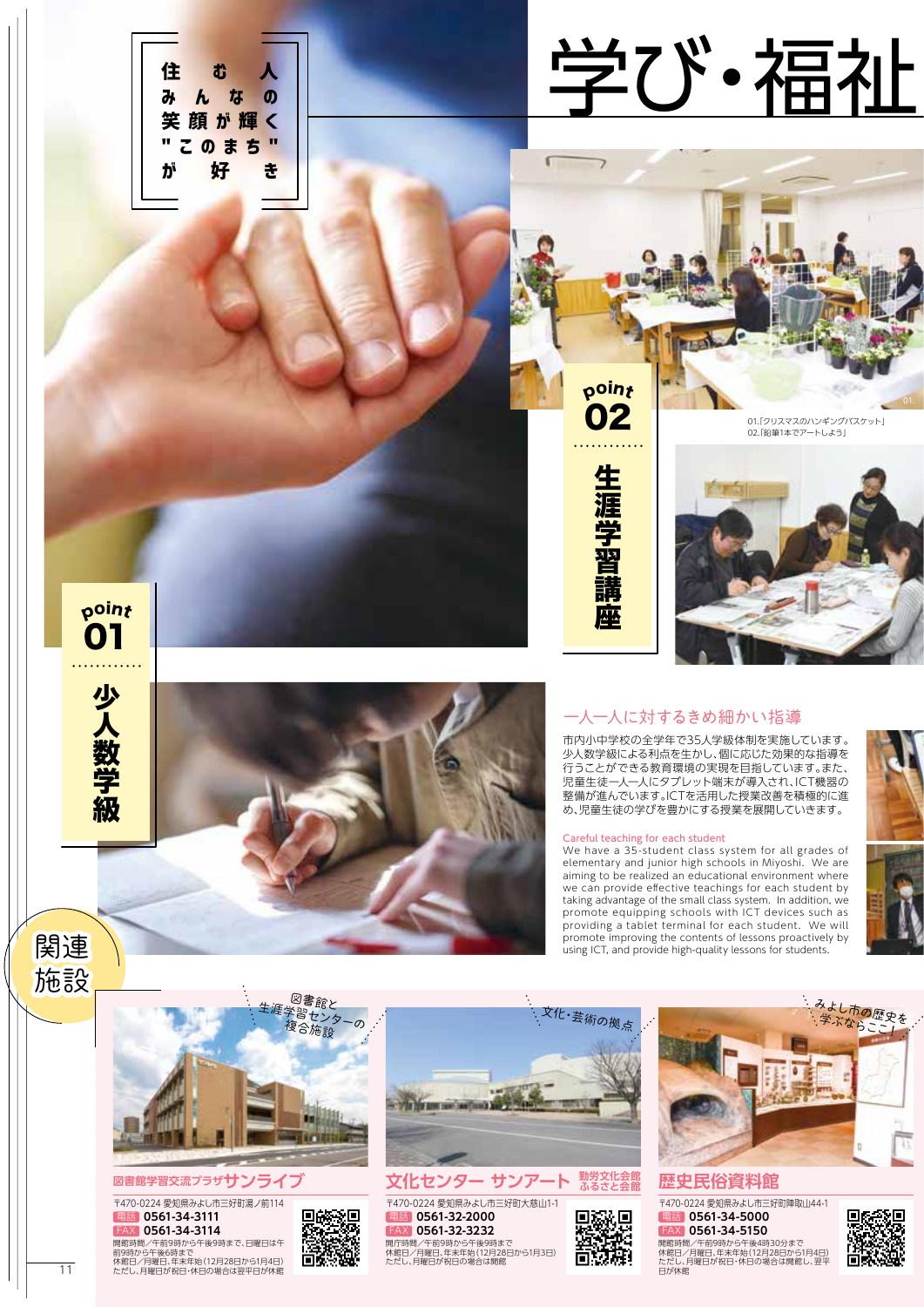住む人
みんなの
笑顔が輝く
"このまち"
が好き

# 学び・福祉

## point 01 少人数学級

## point 02 生涯学習講座

01.「クリスマスのハンギングバスケット」
02.「鉛筆1本でアートしよう」

### 一人一人に対するきめ細かい指導

市内小中学校の全学年で35人学級体制を実施しています。少人数学級による利点を生かし、個に応じた効果的な指導を行うことができる教育環境の実現を目指しています。また、児童生徒一人一人にタブレット端末が導入され、ICT機器の整備が進んでいます。ICTを活用した授業改善を積極的に進め、児童生徒の学びを豊かにする授業を展開していきます。

### Careful teaching for each student

We have a 35-student class system for all grades of elementary and junior high schools in Miyoshi. We are aiming to be realized an educational environment where we can provide effective teachings for each student by taking advantage of the small class system. In addition, we promote equipping schools with ICT devices such as providing a tablet terminal for each student. We will promote improving the contents of lessons proactively by using ICT, and provide high-quality lessons for students.

## 関連施設

### 図書館学習交流プラザサンライブ

図書館と生涯学習センターの複合施設

〒470-0224 愛知県みよし市三好町湯ノ前114
電話 0561-34-3111
FAX 0561-34-3114
開館時間／午前9時から午後9時まで、日曜日は午前9時から午後6時まで
休館日／月曜日、年末年始(12月28日から1月4日)
ただし、月曜日が祝日・休日の場合は翌平日が休館

### 文化センター サンアート 勤労文化会館 ふるさと会館

文化・芸術の拠点

〒470-0224 愛知県みよし市三好町大慈山1-1
電話 0561-32-2000
FAX 0561-32-3232
開庁時間／午前9時から午後9時まで
休館日／月曜日、年末年始(12月28日から1月3日)
ただし、月曜日が祝日の場合は開館

### 歴史民俗資料館

みよし市の歴史を学ぶならここ!

〒470-0224 愛知県みよし市三好町陣取山44-1
電話 0561-34-5000
FAX 0561-34-5150
開館時間／午前9時から午後4時30分まで
休館日／月曜日、年末年始(12月28日から1月4日)
ただし、月曜日が祝日・休日の場合は開館し、翌平日が休館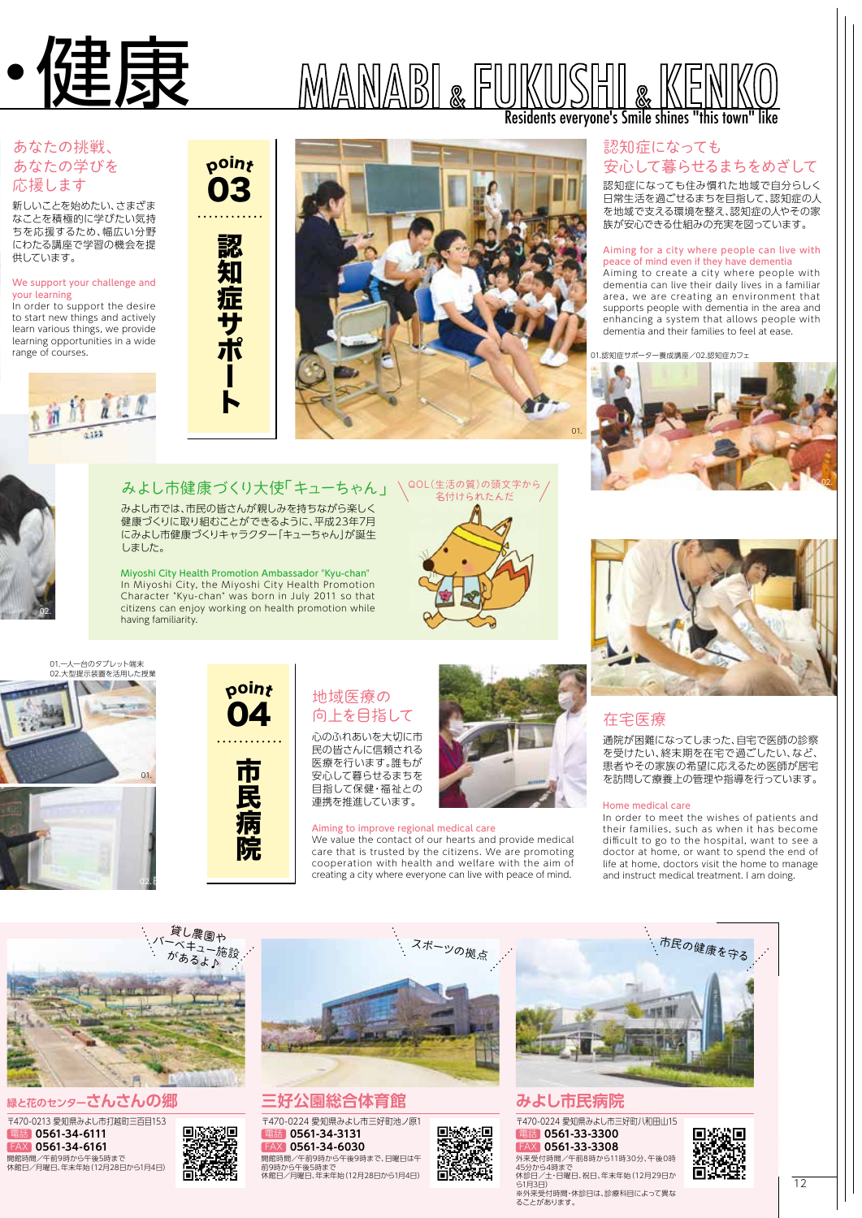# •健康

MANABI & FUKUSHI & KENKO
Residents everyone's Smile shines "this town" like

あなたの挑戦、
あなたの学びを
応援します

新しいことを始めたい、さまざまなことを積極的に学びたい気持ちを応援するため、幅広い分野にわたる講座で学習の機会を提供しています。

We support your challenge and your learning
In order to support the desire to start new things and actively learn various things, we provide learning opportunities in a wide range of courses.

## point 03 認知症サポート

### 認知症になっても安心して暮らせるまちをめざして

認知症になっても住み慣れた地域で自分らしく日常生活を過ごせるまちを目指して、認知症の人を地域で支える環境を整え、認知症の人やその家族が安心できる仕組みの充実を図っています。

Aiming for a city where people can live with peace of mind even if they have dementia
Aiming to create a city where people with dementia can live their daily lives in a familiar area, we are creating an environment that supports people with dementia in the area and enhancing a system that allows people with dementia and their families to feel at ease.

01.認知症サポーター養成講座／02.認知症カフェ

### みよし市健康づくり大使「キューちゃん」

QOL(生活の質)の頭文字から名付けられたんだ

みよし市では、市民の皆さんが親しみを持ちながら楽しく健康づくりに取り組むことができるように、平成23年7月にみよし市健康づくりキャラクター「キューちゃん」が誕生しました。

Miyoshi City Health Promotion Ambassador "Kyu-chan"
In Miyoshi City, the Miyoshi City Health Promotion Character "Kyu-chan" was born in July 2011 so that citizens can enjoy working on health promotion while having familiarity.

01.一人一台のタブレット端末
02.大型提示装置を活用した授業

## point 04 市民病院

### 地域医療の向上を目指して

心のふれあいを大切に市民の皆さんに信頼される医療を行います。誰もが安心して暮らせるまちを目指して保健・福祉との連携を推進しています。

Aiming to improve regional medical care
We value the contact of our hearts and provide medical care that is trusted by the citizens. We are promoting cooperation with health and welfare with the aim of creating a city where everyone can live with peace of mind.

### 在宅医療

通院が困難になってしまった、自宅で医師の診察を受けたい、終末期を在宅で過ごしたい、など、患者やその家族の希望に応えるため医師が居宅を訪問して療養上の管理や指導を行っています。

Home medical care
In order to meet the wishes of patients and their families, such as when it has become difficult to go to the hospital, want to see a doctor at home, or want to spend the end of life at home, doctors visit the home to manage and instruct medical treatment. I am doing.

---

貸し農園やバーベキュー施設があるよ♪

### 緑と花のセンター さんさんの郷

〒470-0213 愛知県みよし市打越町三百目153
電話 0561-34-6111
FAX 0561-34-6161
開館時間／午前9時から午後5時まで
休館日／月曜日、年末年始（12月28日から1月4日）

スポーツの拠点

### 三好公園総合体育館

〒470-0224 愛知県みよし市三好町池ノ原1
電話 0561-34-3131
FAX 0561-34-6030
開館時間／午前9時から午後9時まで、日曜日は午前9時から午後5時まで
休館日／月曜日、年末年始（12月28日から1月4日）

市民の健康を守る

### みよし市民病院

〒470-0224 愛知県みよし市三好町八和田山15
電話 0561-33-3300
FAX 0561-33-3308
外来受付時間／午前8時から11時30分、午後0時45分から4時まで
休診日／土・日曜日、祝日、年末年始（12月29日から1月3日）
※外来受付時間・休診日は、診療科目によって異なることがあります。